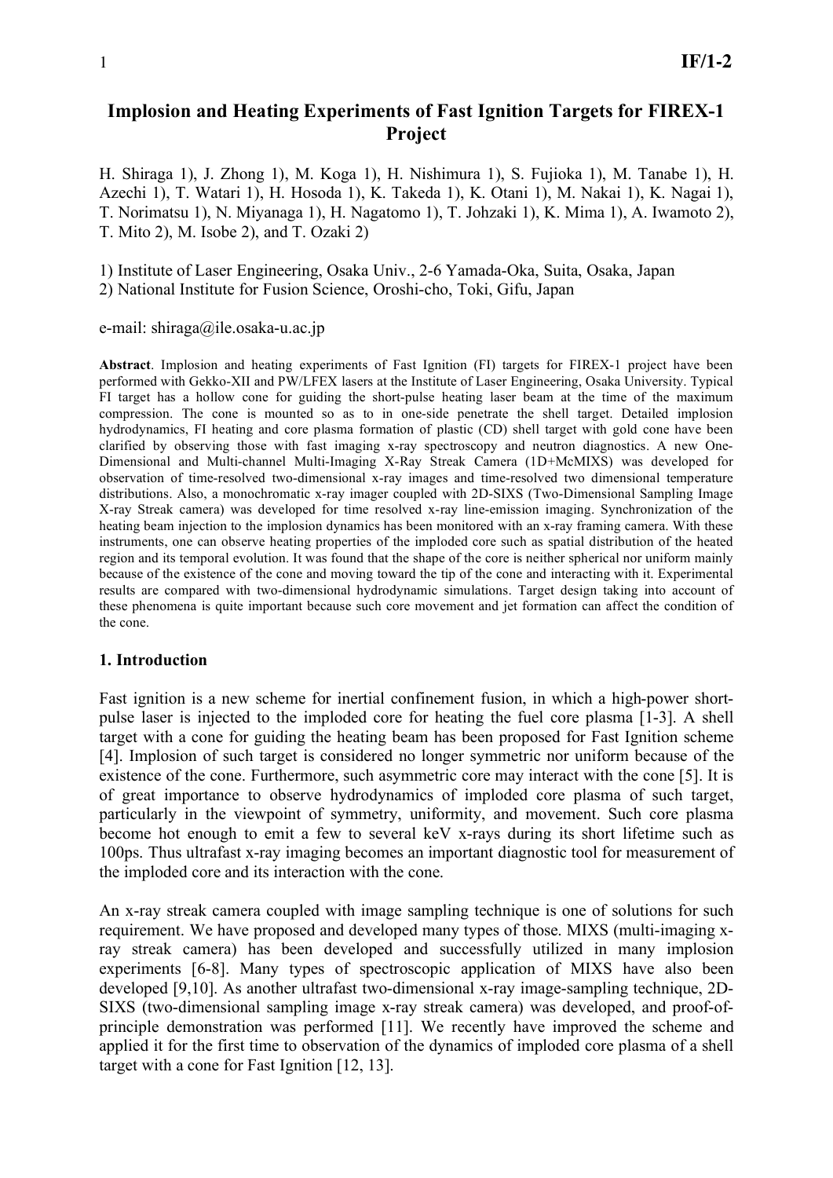# Implosion and Heating Experiments of Fast Ignition Targets for FIREX-1 Project

H. Shiraga 1), J. Zhong 1), M. Koga 1), H. Nishimura 1), S. Fujioka 1), M. Tanabe 1), H. Azechi 1), T. Watari 1), H. Hosoda 1), K. Takeda 1), K. Otani 1), M. Nakai 1), K. Nagai 1), T. Norimatsu 1), N. Miyanaga 1), H. Nagatomo 1), T. Johzaki 1), K. Mima 1), A. Iwamoto 2), T. Mito 2), M. Isobe 2), and T. Ozaki 2)

1) Institute of Laser Engineering, Osaka Univ., 2-6 Yamada-Oka, Suita, Osaka, Japan
2) National Institute for Fusion Science, Oroshi-cho, Toki, Gifu, Japan

e-mail: shiraga@ile.osaka-u.ac.jp

**Abstract**. Implosion and heating experiments of Fast Ignition (FI) targets for FIREX-1 project have been performed with Gekko-XII and PW/LFEX lasers at the Institute of Laser Engineering, Osaka University. Typical FI target has a hollow cone for guiding the short-pulse heating laser beam at the time of the maximum compression. The cone is mounted so as to in one-side penetrate the shell target. Detailed implosion hydrodynamics, FI heating and core plasma formation of plastic (CD) shell target with gold cone have been clarified by observing those with fast imaging x-ray spectroscopy and neutron diagnostics. A new One-Dimensional and Multi-channel Multi-Imaging X-Ray Streak Camera (1D+McMIXS) was developed for observation of time-resolved two-dimensional x-ray images and time-resolved two dimensional temperature distributions. Also, a monochromatic x-ray imager coupled with 2D-SIXS (Two-Dimensional Sampling Image X-ray Streak camera) was developed for time resolved x-ray line-emission imaging. Synchronization of the heating beam injection to the implosion dynamics has been monitored with an x-ray framing camera. With these instruments, one can observe heating properties of the imploded core such as spatial distribution of the heated region and its temporal evolution. It was found that the shape of the core is neither spherical nor uniform mainly because of the existence of the cone and moving toward the tip of the cone and interacting with it. Experimental results are compared with two-dimensional hydrodynamic simulations. Target design taking into account of these phenomena is quite important because such core movement and jet formation can affect the condition of the cone.

## 1. Introduction

Fast ignition is a new scheme for inertial confinement fusion, in which a high-power short-pulse laser is injected to the imploded core for heating the fuel core plasma [1-3]. A shell target with a cone for guiding the heating beam has been proposed for Fast Ignition scheme [4]. Implosion of such target is considered no longer symmetric nor uniform because of the existence of the cone. Furthermore, such asymmetric core may interact with the cone [5]. It is of great importance to observe hydrodynamics of imploded core plasma of such target, particularly in the viewpoint of symmetry, uniformity, and movement. Such core plasma become hot enough to emit a few to several keV x-rays during its short lifetime such as 100ps. Thus ultrafast x-ray imaging becomes an important diagnostic tool for measurement of the imploded core and its interaction with the cone.

An x-ray streak camera coupled with image sampling technique is one of solutions for such requirement. We have proposed and developed many types of those. MIXS (multi-imaging x-ray streak camera) has been developed and successfully utilized in many implosion experiments [6-8]. Many types of spectroscopic application of MIXS have also been developed [9,10]. As another ultrafast two-dimensional x-ray image-sampling technique, 2D-SIXS (two-dimensional sampling image x-ray streak camera) was developed, and proof-of-principle demonstration was performed [11]. We recently have improved the scheme and applied it for the first time to observation of the dynamics of imploded core plasma of a shell target with a cone for Fast Ignition [12, 13].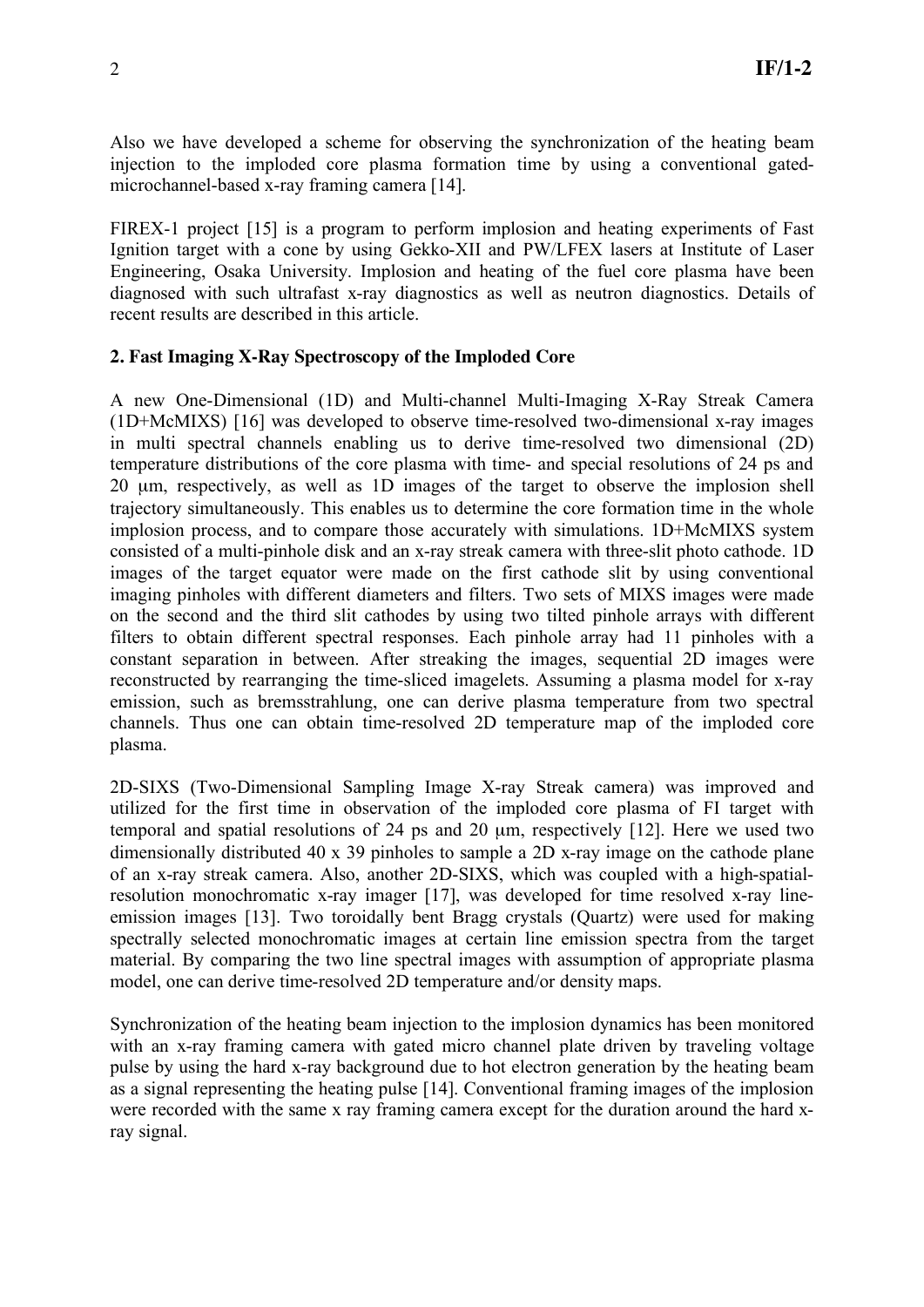Also we have developed a scheme for observing the synchronization of the heating beam injection to the imploded core plasma formation time by using a conventional gated-microchannel-based x-ray framing camera [14].

FIREX-1 project [15] is a program to perform implosion and heating experiments of Fast Ignition target with a cone by using Gekko-XII and PW/LFEX lasers at Institute of Laser Engineering, Osaka University. Implosion and heating of the fuel core plasma have been diagnosed with such ultrafast x-ray diagnostics as well as neutron diagnostics. Details of recent results are described in this article.

## 2. Fast Imaging X-Ray Spectroscopy of the Imploded Core

A new One-Dimensional (1D) and Multi-channel Multi-Imaging X-Ray Streak Camera (1D+McMIXS) [16] was developed to observe time-resolved two-dimensional x-ray images in multi spectral channels enabling us to derive time-resolved two dimensional (2D) temperature distributions of the core plasma with time- and special resolutions of 24 ps and 20 μm, respectively, as well as 1D images of the target to observe the implosion shell trajectory simultaneously. This enables us to determine the core formation time in the whole implosion process, and to compare those accurately with simulations. 1D+McMIXS system consisted of a multi-pinhole disk and an x-ray streak camera with three-slit photo cathode. 1D images of the target equator were made on the first cathode slit by using conventional imaging pinholes with different diameters and filters. Two sets of MIXS images were made on the second and the third slit cathodes by using two tilted pinhole arrays with different filters to obtain different spectral responses. Each pinhole array had 11 pinholes with a constant separation in between. After streaking the images, sequential 2D images were reconstructed by rearranging the time-sliced imagelets. Assuming a plasma model for x-ray emission, such as bremsstrahlung, one can derive plasma temperature from two spectral channels. Thus one can obtain time-resolved 2D temperature map of the imploded core plasma.

2D-SIXS (Two-Dimensional Sampling Image X-ray Streak camera) was improved and utilized for the first time in observation of the imploded core plasma of FI target with temporal and spatial resolutions of 24 ps and 20 μm, respectively [12]. Here we used two dimensionally distributed 40 x 39 pinholes to sample a 2D x-ray image on the cathode plane of an x-ray streak camera. Also, another 2D-SIXS, which was coupled with a high-spatial-resolution monochromatic x-ray imager [17], was developed for time resolved x-ray line-emission images [13]. Two toroidally bent Bragg crystals (Quartz) were used for making spectrally selected monochromatic images at certain line emission spectra from the target material. By comparing the two line spectral images with assumption of appropriate plasma model, one can derive time-resolved 2D temperature and/or density maps.

Synchronization of the heating beam injection to the implosion dynamics has been monitored with an x-ray framing camera with gated micro channel plate driven by traveling voltage pulse by using the hard x-ray background due to hot electron generation by the heating beam as a signal representing the heating pulse [14]. Conventional framing images of the implosion were recorded with the same x ray framing camera except for the duration around the hard x-ray signal.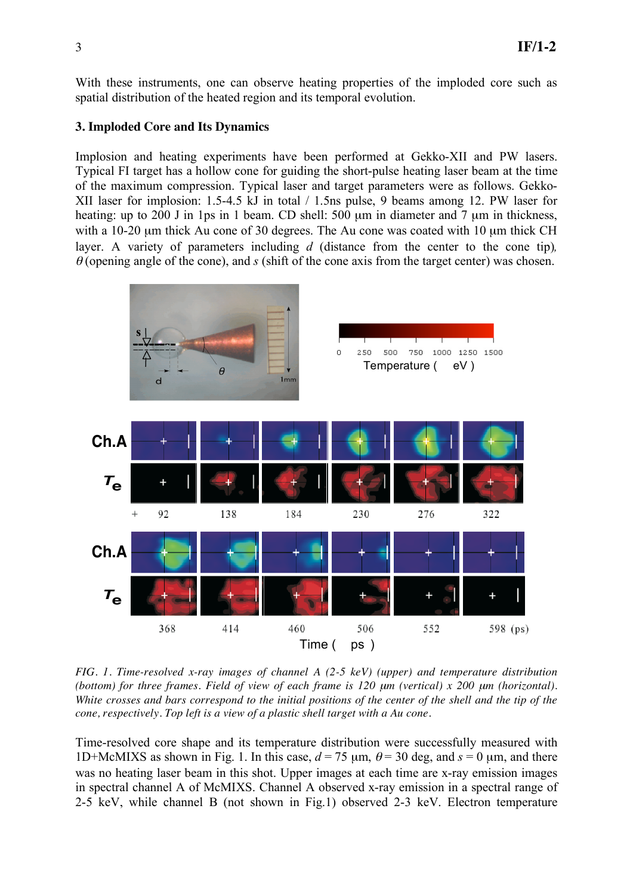With these instruments, one can observe heating properties of the imploded core such as spatial distribution of the heated region and its temporal evolution.

### 3. Imploded Core and Its Dynamics

Implosion and heating experiments have been performed at Gekko-XII and PW lasers. Typical FI target has a hollow cone for guiding the short-pulse heating laser beam at the time of the maximum compression. Typical laser and target parameters were as follows. Gekko-XII laser for implosion: 1.5-4.5 kJ in total / 1.5ns pulse, 9 beams among 12. PW laser for heating: up to 200 J in 1ps in 1 beam. CD shell: 500 μm in diameter and 7 μm in thickness, with a 10-20 μm thick Au cone of 30 degrees. The Au cone was coated with 10 μm thick CH layer. A variety of parameters including $d$ (distance from the center to the cone tip), $\theta$ (opening angle of the cone), and $s$ (shift of the cone axis from the target center) was chosen.

*FIG. 1. Time-resolved x-ray images of channel A (2-5 keV) (upper) and temperature distribution (bottom) for three frames. Field of view of each frame is 120 μm (vertical) x 200 μm (horizontal). White crosses and bars correspond to the initial positions of the center of the shell and the tip of the cone, respectively. Top left is a view of a plastic shell target with a Au cone.*

Time-resolved core shape and its temperature distribution were successfully measured with 1D+McMIXS as shown in Fig. 1. In this case, $d$ = 75 μm, $\theta$ = 30 deg, and $s$ = 0 μm, and there was no heating laser beam in this shot. Upper images at each time are x-ray emission images in spectral channel A of McMIXS. Channel A observed x-ray emission in a spectral range of 2-5 keV, while channel B (not shown in Fig.1) observed 2-3 keV. Electron temperature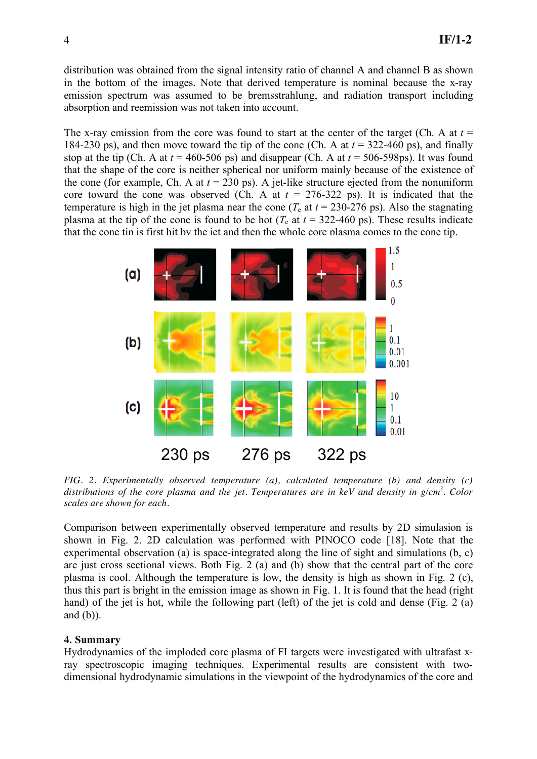distribution was obtained from the signal intensity ratio of channel A and channel B as shown in the bottom of the images. Note that derived temperature is nominal because the x-ray emission spectrum was assumed to be bremsstrahlung, and radiation transport including absorption and reemission was not taken into account.

The x-ray emission from the core was found to start at the center of the target (Ch. A at $t$ = 184-230 ps), and then move toward the tip of the cone (Ch. A at $t$ = 322-460 ps), and finally stop at the tip (Ch. A at $t$ = 460-506 ps) and disappear (Ch. A at $t$ = 506-598ps). It was found that the shape of the core is neither spherical nor uniform mainly because of the existence of the cone (for example, Ch. A at $t$ = 230 ps). A jet-like structure ejected from the nonuniform core toward the cone was observed (Ch. A at $t$ = 276-322 ps). It is indicated that the temperature is high in the jet plasma near the cone ($T_e$ at $t$ = 230-276 ps). Also the stagnating plasma at the tip of the cone is found to be hot ($T_e$ at $t$ = 322-460 ps). These results indicate that the cone tip is first hit by the jet and then the whole core plasma comes to the cone tip.

*FIG. 2. Experimentally observed temperature (a), calculated temperature (b) and density (c) distributions of the core plasma and the jet. Temperatures are in keV and density in g/cm$^3$. Color scales are shown for each.*

Comparison between experimentally observed temperature and results by 2D simulasion is shown in Fig. 2. 2D calculation was performed with PINOCO code [18]. Note that the experimental observation (a) is space-integrated along the line of sight and simulations (b, c) are just cross sectional views. Both Fig. 2 (a) and (b) show that the central part of the core plasma is cool. Although the temperature is low, the density is high as shown in Fig. 2 (c), thus this part is bright in the emission image as shown in Fig. 1. It is found that the head (right hand) of the jet is hot, while the following part (left) of the jet is cold and dense (Fig. 2 (a) and (b)).

## 4. Summary

Hydrodynamics of the imploded core plasma of FI targets were investigated with ultrafast x-ray spectroscopic imaging techniques. Experimental results are consistent with two-dimensional hydrodynamic simulations in the viewpoint of the hydrodynamics of the core and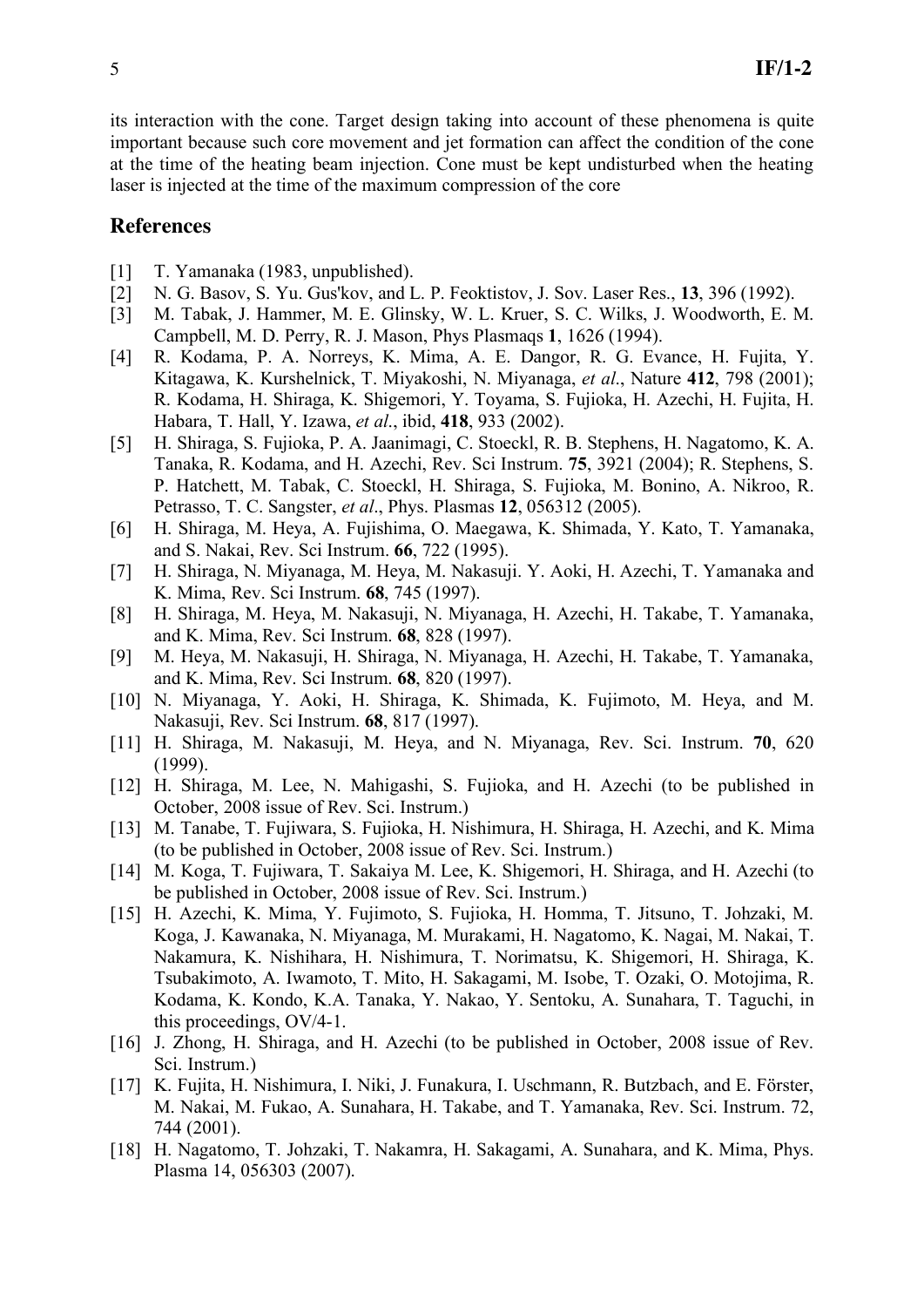its interaction with the cone. Target design taking into account of these phenomena is quite important because such core movement and jet formation can affect the condition of the cone at the time of the heating beam injection. Cone must be kept undisturbed when the heating laser is injected at the time of the maximum compression of the core

## References

- [1] T. Yamanaka (1983, unpublished).
- [2] N. G. Basov, S. Yu. Gus'kov, and L. P. Feoktistov, J. Sov. Laser Res., **13**, 396 (1992).
- [3] M. Tabak, J. Hammer, M. E. Glinsky, W. L. Kruer, S. C. Wilks, J. Woodworth, E. M. Campbell, M. D. Perry, R. J. Mason, Phys Plasmaqs **1**, 1626 (1994).
- [4] R. Kodama, P. A. Norreys, K. Mima, A. E. Dangor, R. G. Evance, H. Fujita, Y. Kitagawa, K. Kurshelnick, T. Miyakoshi, N. Miyanaga, *et al*., Nature **412**, 798 (2001); R. Kodama, H. Shiraga, K. Shigemori, Y. Toyama, S. Fujioka, H. Azechi, H. Fujita, H. Habara, T. Hall, Y. Izawa, *et al*., ibid, **418**, 933 (2002).
- [5] H. Shiraga, S. Fujioka, P. A. Jaanimagi, C. Stoeckl, R. B. Stephens, H. Nagatomo, K. A. Tanaka, R. Kodama, and H. Azechi, Rev. Sci Instrum. **75**, 3921 (2004); R. Stephens, S. P. Hatchett, M. Tabak, C. Stoeckl, H. Shiraga, S. Fujioka, M. Bonino, A. Nikroo, R. Petrasso, T. C. Sangster, *et al*., Phys. Plasmas **12**, 056312 (2005).
- [6] H. Shiraga, M. Heya, A. Fujishima, O. Maegawa, K. Shimada, Y. Kato, T. Yamanaka, and S. Nakai, Rev. Sci Instrum. **66**, 722 (1995).
- [7] H. Shiraga, N. Miyanaga, M. Heya, M. Nakasuji. Y. Aoki, H. Azechi, T. Yamanaka and K. Mima, Rev. Sci Instrum. **68**, 745 (1997).
- [8] H. Shiraga, M. Heya, M. Nakasuji, N. Miyanaga, H. Azechi, H. Takabe, T. Yamanaka, and K. Mima, Rev. Sci Instrum. **68**, 828 (1997).
- [9] M. Heya, M. Nakasuji, H. Shiraga, N. Miyanaga, H. Azechi, H. Takabe, T. Yamanaka, and K. Mima, Rev. Sci Instrum. **68**, 820 (1997).
- [10] N. Miyanaga, Y. Aoki, H. Shiraga, K. Shimada, K. Fujimoto, M. Heya, and M. Nakasuji, Rev. Sci Instrum. **68**, 817 (1997).
- [11] H. Shiraga, M. Nakasuji, M. Heya, and N. Miyanaga, Rev. Sci. Instrum. **70**, 620 (1999).
- [12] H. Shiraga, M. Lee, N. Mahigashi, S. Fujioka, and H. Azechi (to be published in October, 2008 issue of Rev. Sci. Instrum.)
- [13] M. Tanabe, T. Fujiwara, S. Fujioka, H. Nishimura, H. Shiraga, H. Azechi, and K. Mima (to be published in October, 2008 issue of Rev. Sci. Instrum.)
- [14] M. Koga, T. Fujiwara, T. Sakaiya M. Lee, K. Shigemori, H. Shiraga, and H. Azechi (to be published in October, 2008 issue of Rev. Sci. Instrum.)
- [15] H. Azechi, K. Mima, Y. Fujimoto, S. Fujioka, H. Homma, T. Jitsuno, T. Johzaki, M. Koga, J. Kawanaka, N. Miyanaga, M. Murakami, H. Nagatomo, K. Nagai, M. Nakai, T. Nakamura, K. Nishihara, H. Nishimura, T. Norimatsu, K. Shigemori, H. Shiraga, K. Tsubakimoto, A. Iwamoto, T. Mito, H. Sakagami, M. Isobe, T. Ozaki, O. Motojima, R. Kodama, K. Kondo, K.A. Tanaka, Y. Nakao, Y. Sentoku, A. Sunahara, T. Taguchi, in this proceedings, OV/4-1.
- [16] J. Zhong, H. Shiraga, and H. Azechi (to be published in October, 2008 issue of Rev. Sci. Instrum.)
- [17] K. Fujita, H. Nishimura, I. Niki, J. Funakura, I. Uschmann, R. Butzbach, and E. Förster, M. Nakai, M. Fukao, A. Sunahara, H. Takabe, and T. Yamanaka, Rev. Sci. Instrum. 72, 744 (2001).
- [18] H. Nagatomo, T. Johzaki, T. Nakamra, H. Sakagami, A. Sunahara, and K. Mima, Phys. Plasma 14, 056303 (2007).